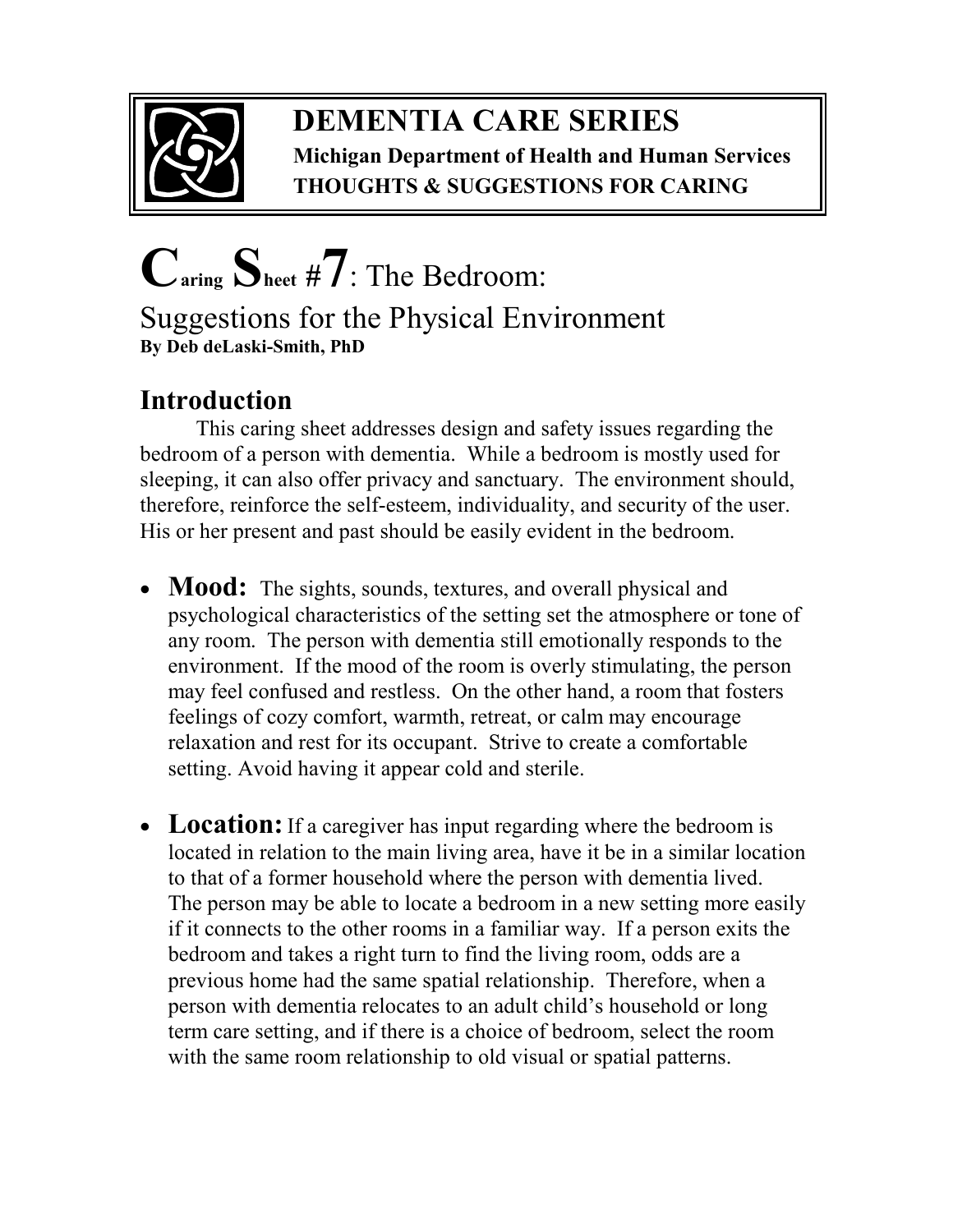# DEMENTIA CARE SERIES

**Michigan Department of Health and Human Services**
**THOUGHTS & SUGGESTIONS FOR CARING**

# Caring Sheet #7: The Bedroom: Suggestions for the Physical Environment

**By Deb deLaski-Smith, PhD**

## Introduction

This caring sheet addresses design and safety issues regarding the bedroom of a person with dementia. While a bedroom is mostly used for sleeping, it can also offer privacy and sanctuary. The environment should, therefore, reinforce the self-esteem, individuality, and security of the user. His or her present and past should be easily evident in the bedroom.

- **Mood:** The sights, sounds, textures, and overall physical and psychological characteristics of the setting set the atmosphere or tone of any room. The person with dementia still emotionally responds to the environment. If the mood of the room is overly stimulating, the person may feel confused and restless. On the other hand, a room that fosters feelings of cozy comfort, warmth, retreat, or calm may encourage relaxation and rest for its occupant. Strive to create a comfortable setting. Avoid having it appear cold and sterile.

- **Location:** If a caregiver has input regarding where the bedroom is located in relation to the main living area, have it be in a similar location to that of a former household where the person with dementia lived. The person may be able to locate a bedroom in a new setting more easily if it connects to the other rooms in a familiar way. If a person exits the bedroom and takes a right turn to find the living room, odds are a previous home had the same spatial relationship. Therefore, when a person with dementia relocates to an adult child's household or long term care setting, and if there is a choice of bedroom, select the room with the same room relationship to old visual or spatial patterns.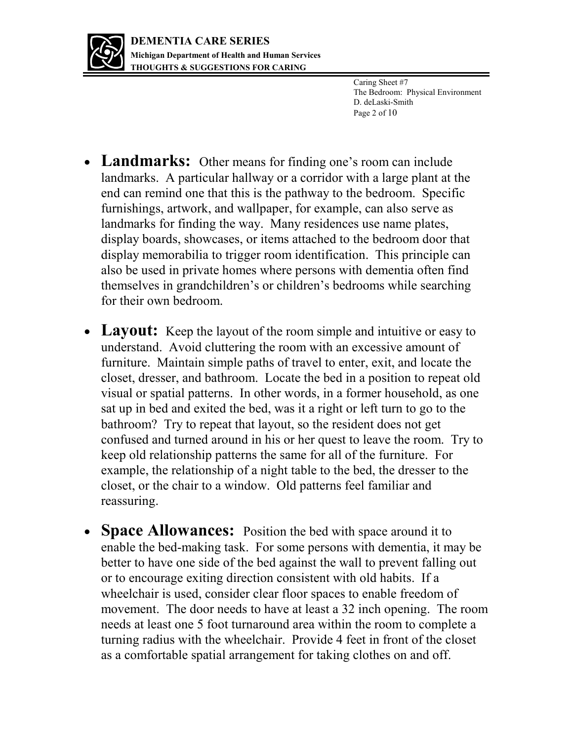- **Landmarks:** Other means for finding one's room can include landmarks. A particular hallway or a corridor with a large plant at the end can remind one that this is the pathway to the bedroom. Specific furnishings, artwork, and wallpaper, for example, can also serve as landmarks for finding the way. Many residences use name plates, display boards, showcases, or items attached to the bedroom door that display memorabilia to trigger room identification. This principle can also be used in private homes where persons with dementia often find themselves in grandchildren's or children's bedrooms while searching for their own bedroom.

- **Layout:** Keep the layout of the room simple and intuitive or easy to understand. Avoid cluttering the room with an excessive amount of furniture. Maintain simple paths of travel to enter, exit, and locate the closet, dresser, and bathroom. Locate the bed in a position to repeat old visual or spatial patterns. In other words, in a former household, as one sat up in bed and exited the bed, was it a right or left turn to go to the bathroom? Try to repeat that layout, so the resident does not get confused and turned around in his or her quest to leave the room. Try to keep old relationship patterns the same for all of the furniture. For example, the relationship of a night table to the bed, the dresser to the closet, or the chair to a window. Old patterns feel familiar and reassuring.

- **Space Allowances:** Position the bed with space around it to enable the bed-making task. For some persons with dementia, it may be better to have one side of the bed against the wall to prevent falling out or to encourage exiting direction consistent with old habits. If a wheelchair is used, consider clear floor spaces to enable freedom of movement. The door needs to have at least a 32 inch opening. The room needs at least one 5 foot turnaround area within the room to complete a turning radius with the wheelchair. Provide 4 feet in front of the closet as a comfortable spatial arrangement for taking clothes on and off.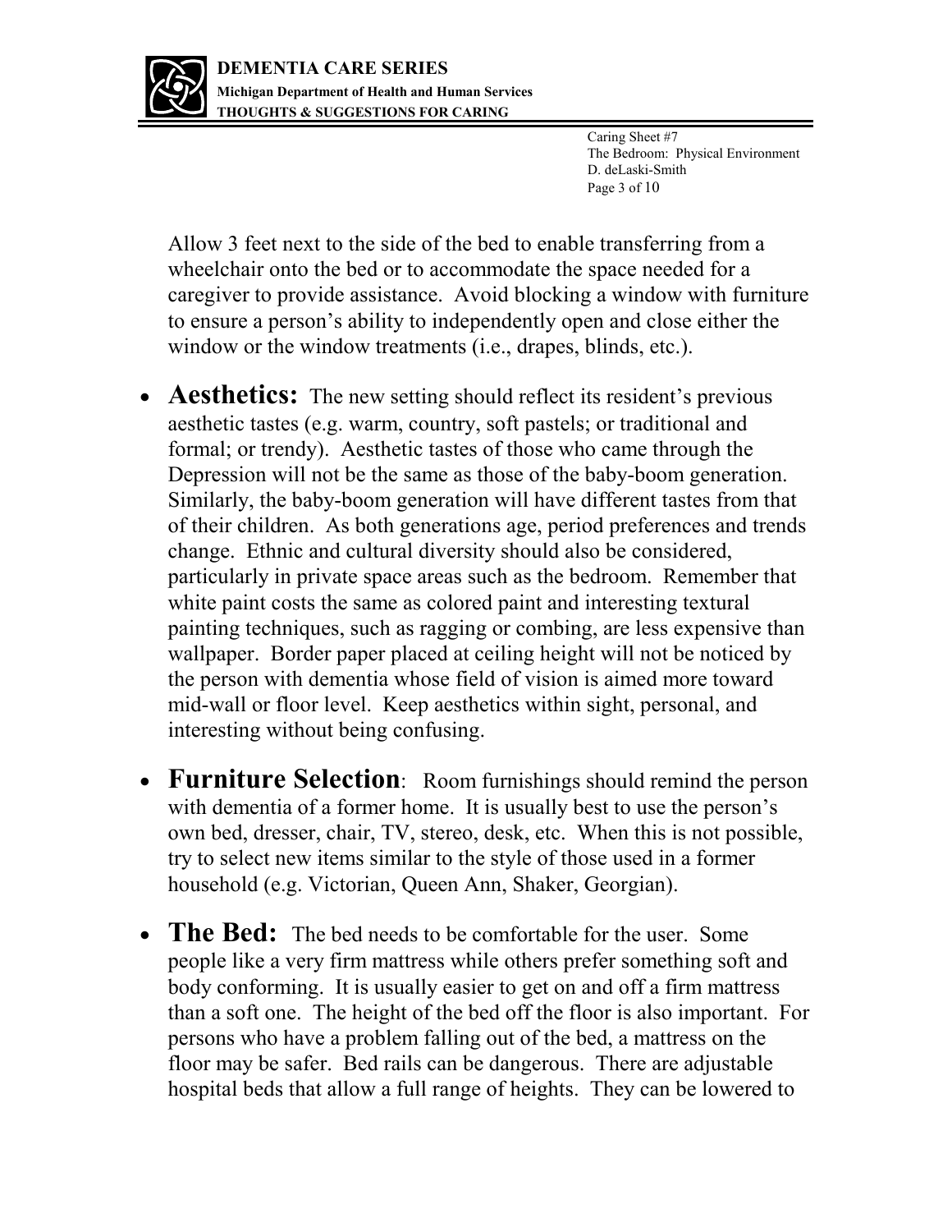Allow 3 feet next to the side of the bed to enable transferring from a wheelchair onto the bed or to accommodate the space needed for a caregiver to provide assistance. Avoid blocking a window with furniture to ensure a person's ability to independently open and close either the window or the window treatments (i.e., drapes, blinds, etc.).

- **Aesthetics:** The new setting should reflect its resident's previous aesthetic tastes (e.g. warm, country, soft pastels; or traditional and formal; or trendy). Aesthetic tastes of those who came through the Depression will not be the same as those of the baby-boom generation. Similarly, the baby-boom generation will have different tastes from that of their children. As both generations age, period preferences and trends change. Ethnic and cultural diversity should also be considered, particularly in private space areas such as the bedroom. Remember that white paint costs the same as colored paint and interesting textural painting techniques, such as ragging or combing, are less expensive than wallpaper. Border paper placed at ceiling height will not be noticed by the person with dementia whose field of vision is aimed more toward mid-wall or floor level. Keep aesthetics within sight, personal, and interesting without being confusing.

- **Furniture Selection**: Room furnishings should remind the person with dementia of a former home. It is usually best to use the person's own bed, dresser, chair, TV, stereo, desk, etc. When this is not possible, try to select new items similar to the style of those used in a former household (e.g. Victorian, Queen Ann, Shaker, Georgian).

- **The Bed:** The bed needs to be comfortable for the user. Some people like a very firm mattress while others prefer something soft and body conforming. It is usually easier to get on and off a firm mattress than a soft one. The height of the bed off the floor is also important. For persons who have a problem falling out of the bed, a mattress on the floor may be safer. Bed rails can be dangerous. There are adjustable hospital beds that allow a full range of heights. They can be lowered to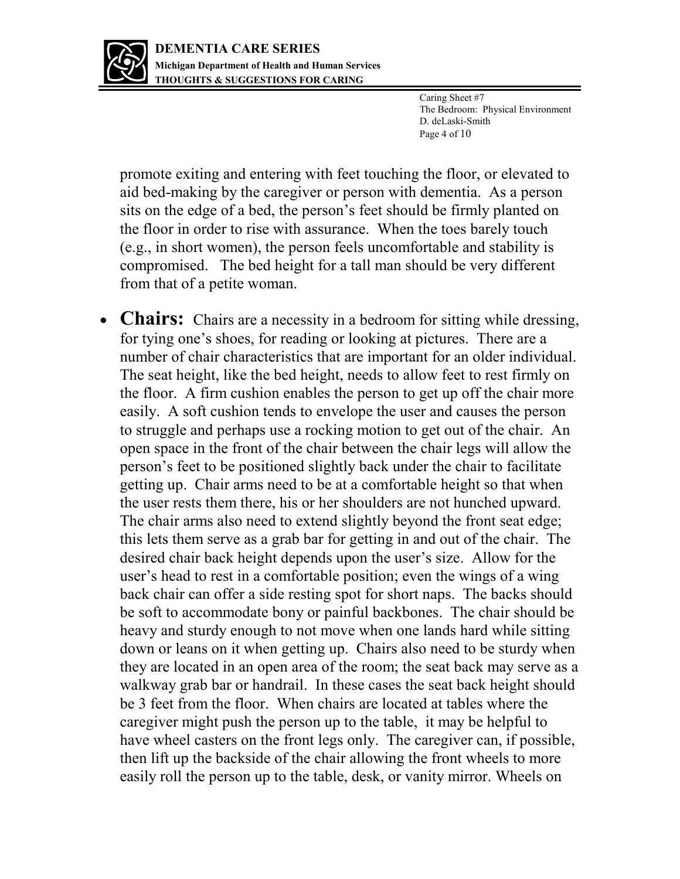promote exiting and entering with feet touching the floor, or elevated to aid bed-making by the caregiver or person with dementia. As a person sits on the edge of a bed, the person's feet should be firmly planted on the floor in order to rise with assurance. When the toes barely touch (e.g., in short women), the person feels uncomfortable and stability is compromised. The bed height for a tall man should be very different from that of a petite woman.

- **Chairs:** Chairs are a necessity in a bedroom for sitting while dressing, for tying one's shoes, for reading or looking at pictures. There are a number of chair characteristics that are important for an older individual. The seat height, like the bed height, needs to allow feet to rest firmly on the floor. A firm cushion enables the person to get up off the chair more easily. A soft cushion tends to envelope the user and causes the person to struggle and perhaps use a rocking motion to get out of the chair. An open space in the front of the chair between the chair legs will allow the person's feet to be positioned slightly back under the chair to facilitate getting up. Chair arms need to be at a comfortable height so that when the user rests them there, his or her shoulders are not hunched upward. The chair arms also need to extend slightly beyond the front seat edge; this lets them serve as a grab bar for getting in and out of the chair. The desired chair back height depends upon the user's size. Allow for the user's head to rest in a comfortable position; even the wings of a wing back chair can offer a side resting spot for short naps. The backs should be soft to accommodate bony or painful backbones. The chair should be heavy and sturdy enough to not move when one lands hard while sitting down or leans on it when getting up. Chairs also need to be sturdy when they are located in an open area of the room; the seat back may serve as a walkway grab bar or handrail. In these cases the seat back height should be 3 feet from the floor. When chairs are located at tables where the caregiver might push the person up to the table, it may be helpful to have wheel casters on the front legs only. The caregiver can, if possible, then lift up the backside of the chair allowing the front wheels to more easily roll the person up to the table, desk, or vanity mirror. Wheels on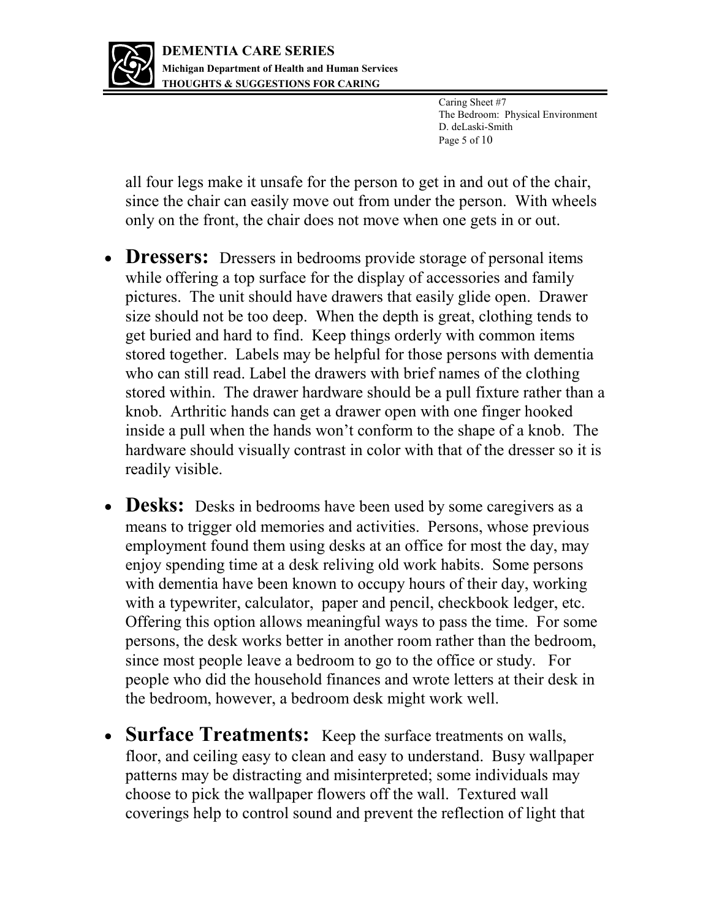all four legs make it unsafe for the person to get in and out of the chair, since the chair can easily move out from under the person.  With wheels only on the front, the chair does not move when one gets in or out.

- **Dressers:** Dressers in bedrooms provide storage of personal items while offering a top surface for the display of accessories and family pictures.  The unit should have drawers that easily glide open.  Drawer size should not be too deep.  When the depth is great, clothing tends to get buried and hard to find.  Keep things orderly with common items stored together.  Labels may be helpful for those persons with dementia who can still read. Label the drawers with brief names of the clothing stored within.  The drawer hardware should be a pull fixture rather than a knob.  Arthritic hands can get a drawer open with one finger hooked inside a pull when the hands won't conform to the shape of a knob.  The hardware should visually contrast in color with that of the dresser so it is readily visible.

- **Desks:** Desks in bedrooms have been used by some caregivers as a means to trigger old memories and activities.  Persons, whose previous employment found them using desks at an office for most the day, may enjoy spending time at a desk reliving old work habits.  Some persons with dementia have been known to occupy hours of their day, working with a typewriter, calculator,  paper and pencil, checkbook ledger, etc.  Offering this option allows meaningful ways to pass the time.  For some persons, the desk works better in another room rather than the bedroom, since most people leave a bedroom to go to the office or study.   For people who did the household finances and wrote letters at their desk in the bedroom, however, a bedroom desk might work well.

- **Surface Treatments:** Keep the surface treatments on walls, floor, and ceiling easy to clean and easy to understand.  Busy wallpaper patterns may be distracting and misinterpreted; some individuals may choose to pick the wallpaper flowers off the wall.  Textured wall coverings help to control sound and prevent the reflection of light that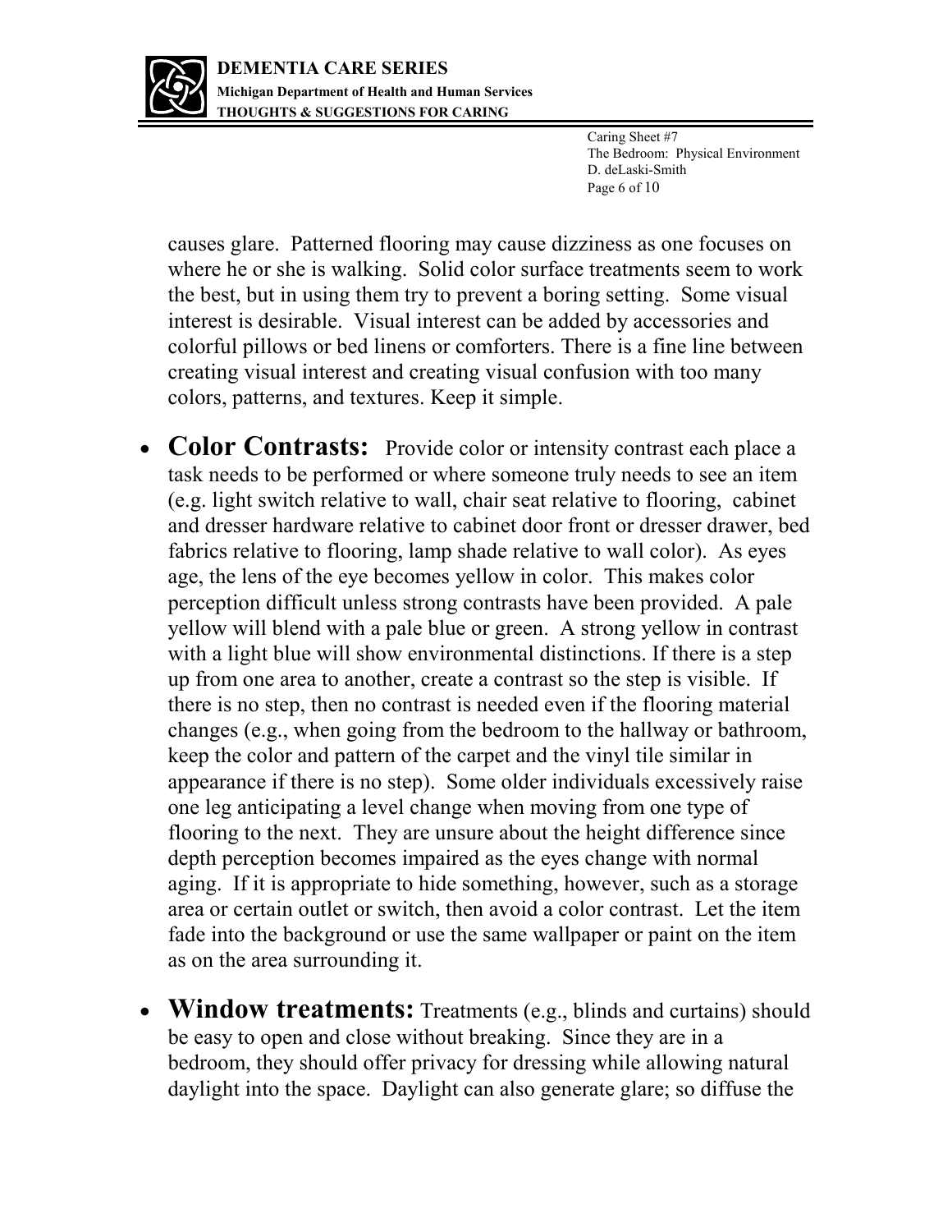causes glare. Patterned flooring may cause dizziness as one focuses on where he or she is walking. Solid color surface treatments seem to work the best, but in using them try to prevent a boring setting. Some visual interest is desirable. Visual interest can be added by accessories and colorful pillows or bed linens or comforters. There is a fine line between creating visual interest and creating visual confusion with too many colors, patterns, and textures. Keep it simple.

- **Color Contrasts:** Provide color or intensity contrast each place a task needs to be performed or where someone truly needs to see an item (e.g. light switch relative to wall, chair seat relative to flooring, cabinet and dresser hardware relative to cabinet door front or dresser drawer, bed fabrics relative to flooring, lamp shade relative to wall color). As eyes age, the lens of the eye becomes yellow in color. This makes color perception difficult unless strong contrasts have been provided. A pale yellow will blend with a pale blue or green. A strong yellow in contrast with a light blue will show environmental distinctions. If there is a step up from one area to another, create a contrast so the step is visible. If there is no step, then no contrast is needed even if the flooring material changes (e.g., when going from the bedroom to the hallway or bathroom, keep the color and pattern of the carpet and the vinyl tile similar in appearance if there is no step). Some older individuals excessively raise one leg anticipating a level change when moving from one type of flooring to the next. They are unsure about the height difference since depth perception becomes impaired as the eyes change with normal aging. If it is appropriate to hide something, however, such as a storage area or certain outlet or switch, then avoid a color contrast. Let the item fade into the background or use the same wallpaper or paint on the item as on the area surrounding it.

- **Window treatments:** Treatments (e.g., blinds and curtains) should be easy to open and close without breaking. Since they are in a bedroom, they should offer privacy for dressing while allowing natural daylight into the space. Daylight can also generate glare; so diffuse the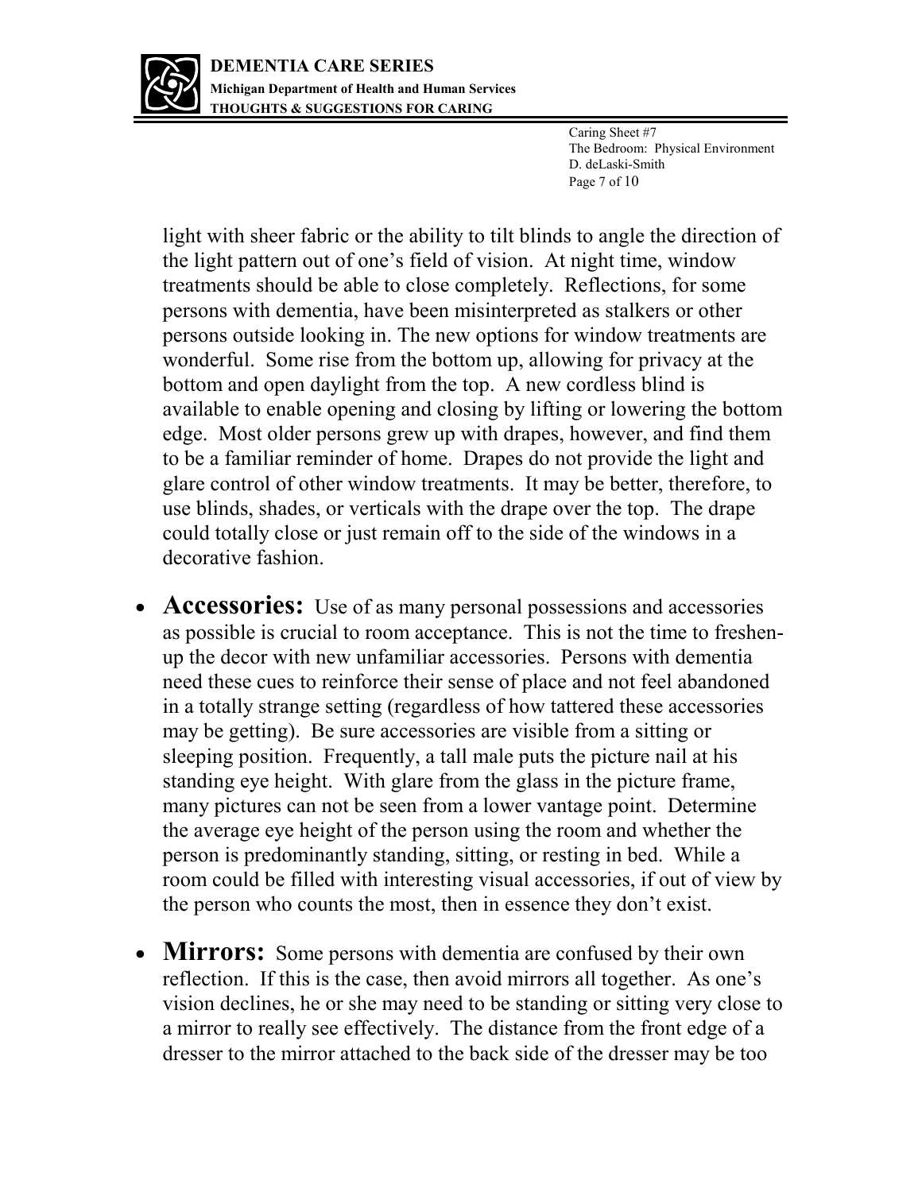light with sheer fabric or the ability to tilt blinds to angle the direction of the light pattern out of one's field of vision. At night time, window treatments should be able to close completely. Reflections, for some persons with dementia, have been misinterpreted as stalkers or other persons outside looking in. The new options for window treatments are wonderful. Some rise from the bottom up, allowing for privacy at the bottom and open daylight from the top. A new cordless blind is available to enable opening and closing by lifting or lowering the bottom edge. Most older persons grew up with drapes, however, and find them to be a familiar reminder of home. Drapes do not provide the light and glare control of other window treatments. It may be better, therefore, to use blinds, shades, or verticals with the drape over the top. The drape could totally close or just remain off to the side of the windows in a decorative fashion.

- **Accessories:** Use of as many personal possessions and accessories as possible is crucial to room acceptance. This is not the time to freshen-up the decor with new unfamiliar accessories. Persons with dementia need these cues to reinforce their sense of place and not feel abandoned in a totally strange setting (regardless of how tattered these accessories may be getting). Be sure accessories are visible from a sitting or sleeping position. Frequently, a tall male puts the picture nail at his standing eye height. With glare from the glass in the picture frame, many pictures can not be seen from a lower vantage point. Determine the average eye height of the person using the room and whether the person is predominantly standing, sitting, or resting in bed. While a room could be filled with interesting visual accessories, if out of view by the person who counts the most, then in essence they don't exist.

- **Mirrors:** Some persons with dementia are confused by their own reflection. If this is the case, then avoid mirrors all together. As one's vision declines, he or she may need to be standing or sitting very close to a mirror to really see effectively. The distance from the front edge of a dresser to the mirror attached to the back side of the dresser may be too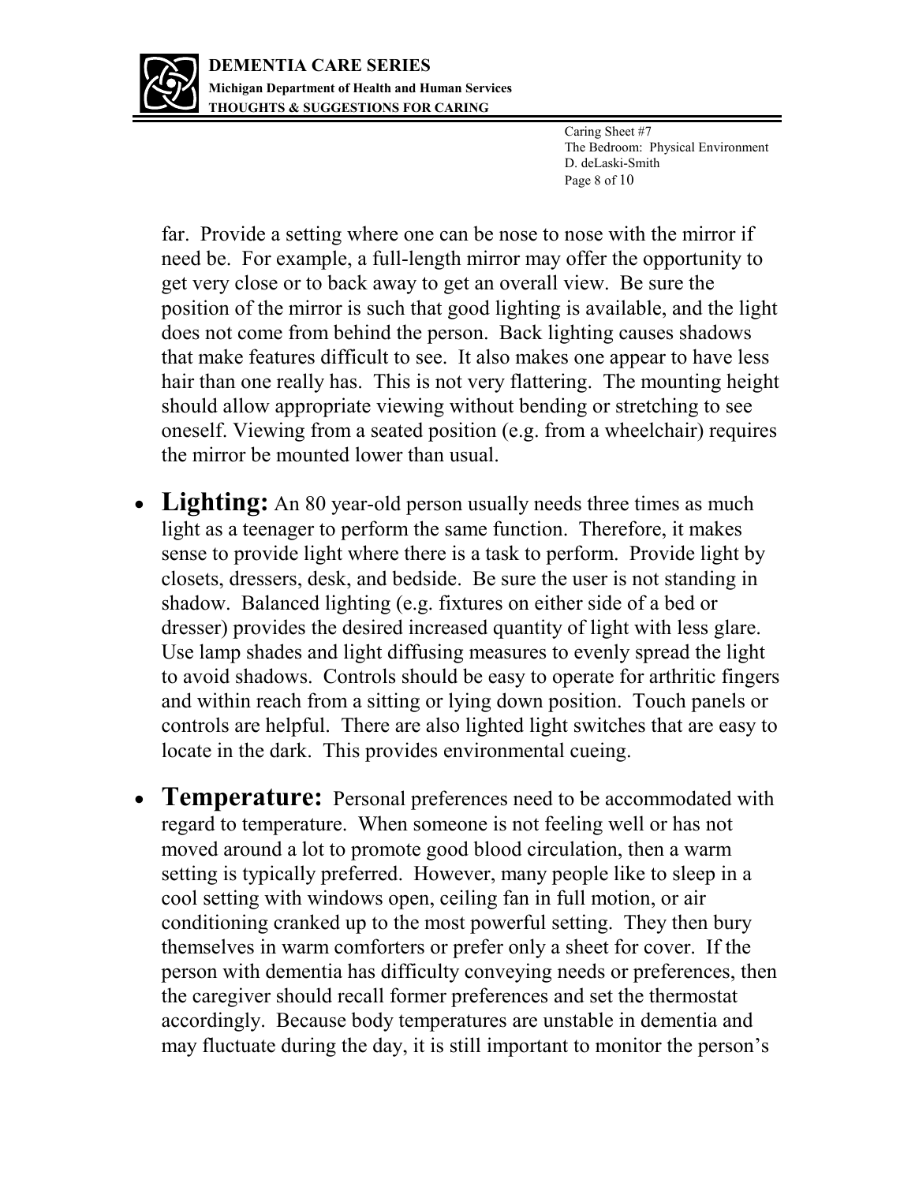far. Provide a setting where one can be nose to nose with the mirror if need be. For example, a full-length mirror may offer the opportunity to get very close or to back away to get an overall view. Be sure the position of the mirror is such that good lighting is available, and the light does not come from behind the person. Back lighting causes shadows that make features difficult to see. It also makes one appear to have less hair than one really has. This is not very flattering. The mounting height should allow appropriate viewing without bending or stretching to see oneself. Viewing from a seated position (e.g. from a wheelchair) requires the mirror be mounted lower than usual.

- **Lighting:** An 80 year-old person usually needs three times as much light as a teenager to perform the same function. Therefore, it makes sense to provide light where there is a task to perform. Provide light by closets, dressers, desk, and bedside. Be sure the user is not standing in shadow. Balanced lighting (e.g. fixtures on either side of a bed or dresser) provides the desired increased quantity of light with less glare. Use lamp shades and light diffusing measures to evenly spread the light to avoid shadows. Controls should be easy to operate for arthritic fingers and within reach from a sitting or lying down position. Touch panels or controls are helpful. There are also lighted light switches that are easy to locate in the dark. This provides environmental cueing.

- **Temperature:** Personal preferences need to be accommodated with regard to temperature. When someone is not feeling well or has not moved around a lot to promote good blood circulation, then a warm setting is typically preferred. However, many people like to sleep in a cool setting with windows open, ceiling fan in full motion, or air conditioning cranked up to the most powerful setting. They then bury themselves in warm comforters or prefer only a sheet for cover. If the person with dementia has difficulty conveying needs or preferences, then the caregiver should recall former preferences and set the thermostat accordingly. Because body temperatures are unstable in dementia and may fluctuate during the day, it is still important to monitor the person's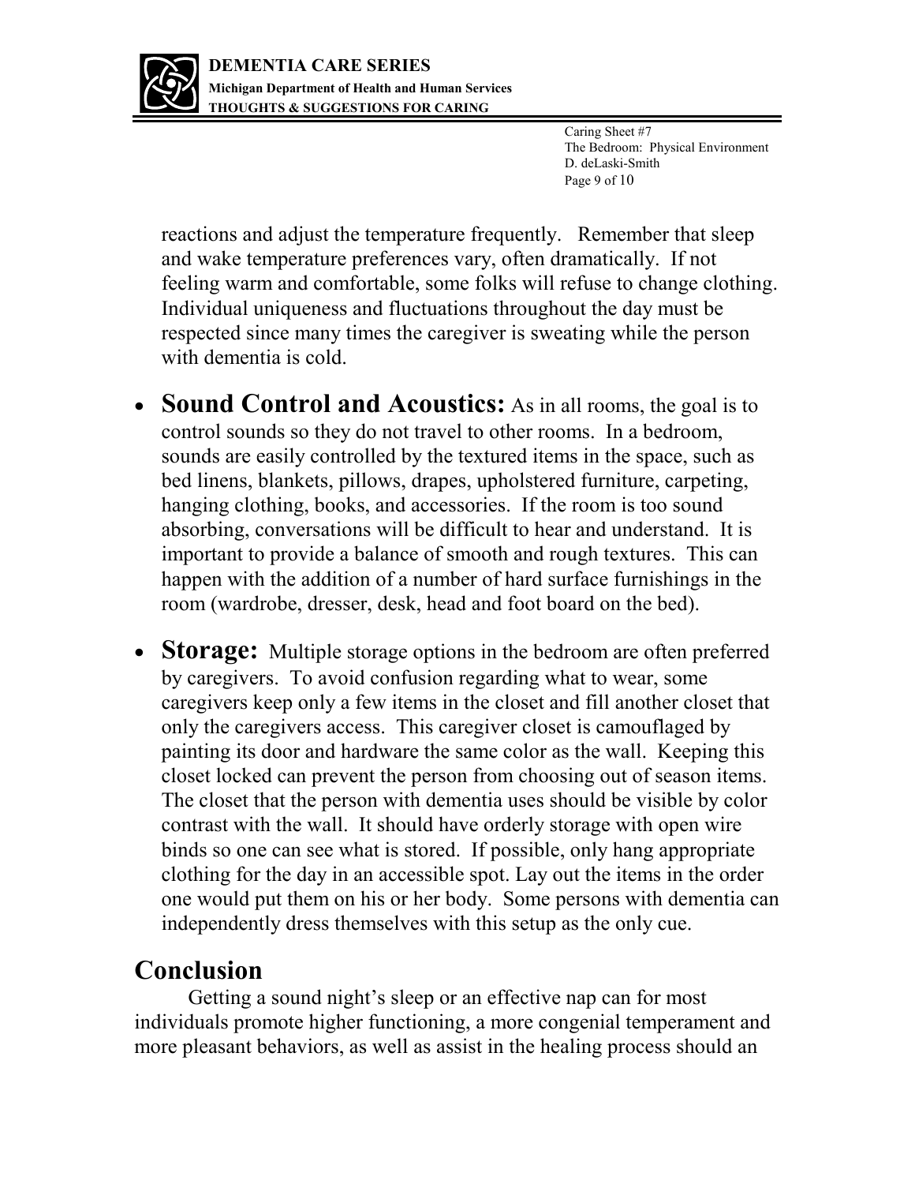reactions and adjust the temperature frequently. Remember that sleep and wake temperature preferences vary, often dramatically. If not feeling warm and comfortable, some folks will refuse to change clothing. Individual uniqueness and fluctuations throughout the day must be respected since many times the caregiver is sweating while the person with dementia is cold.

- **Sound Control and Acoustics:** As in all rooms, the goal is to control sounds so they do not travel to other rooms. In a bedroom, sounds are easily controlled by the textured items in the space, such as bed linens, blankets, pillows, drapes, upholstered furniture, carpeting, hanging clothing, books, and accessories. If the room is too sound absorbing, conversations will be difficult to hear and understand. It is important to provide a balance of smooth and rough textures. This can happen with the addition of a number of hard surface furnishings in the room (wardrobe, dresser, desk, head and foot board on the bed).

- **Storage:** Multiple storage options in the bedroom are often preferred by caregivers. To avoid confusion regarding what to wear, some caregivers keep only a few items in the closet and fill another closet that only the caregivers access. This caregiver closet is camouflaged by painting its door and hardware the same color as the wall. Keeping this closet locked can prevent the person from choosing out of season items. The closet that the person with dementia uses should be visible by color contrast with the wall. It should have orderly storage with open wire binds so one can see what is stored. If possible, only hang appropriate clothing for the day in an accessible spot. Lay out the items in the order one would put them on his or her body. Some persons with dementia can independently dress themselves with this setup as the only cue.

## Conclusion

Getting a sound night's sleep or an effective nap can for most individuals promote higher functioning, a more congenial temperament and more pleasant behaviors, as well as assist in the healing process should an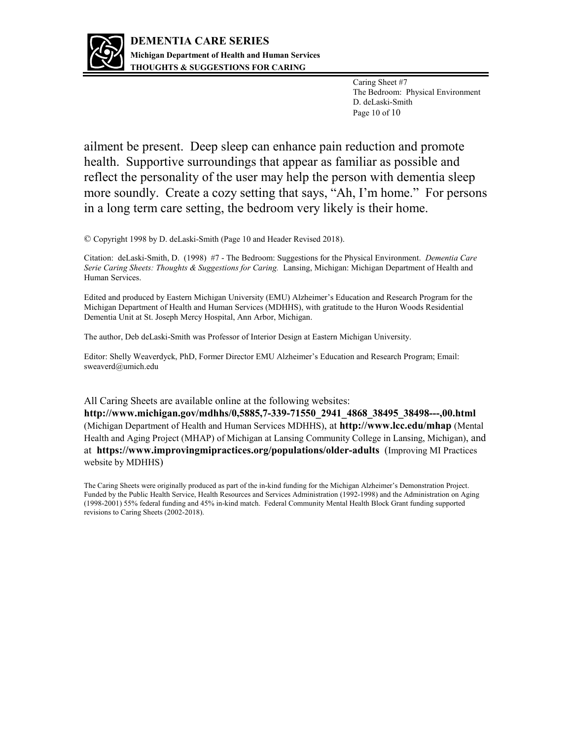ailment be present. Deep sleep can enhance pain reduction and promote health. Supportive surroundings that appear as familiar as possible and reflect the personality of the user may help the person with dementia sleep more soundly. Create a cozy setting that says, "Ah, I'm home." For persons in a long term care setting, the bedroom very likely is their home.

© Copyright 1998 by D. deLaski-Smith (Page 10 and Header Revised 2018).

Citation: deLaski-Smith, D. (1998) #7 - The Bedroom: Suggestions for the Physical Environment. *Dementia Care Serie Caring Sheets: Thoughts & Suggestions for Caring.* Lansing, Michigan: Michigan Department of Health and Human Services.

Edited and produced by Eastern Michigan University (EMU) Alzheimer's Education and Research Program for the Michigan Department of Health and Human Services (MDHHS), with gratitude to the Huron Woods Residential Dementia Unit at St. Joseph Mercy Hospital, Ann Arbor, Michigan.

The author, Deb deLaski-Smith was Professor of Interior Design at Eastern Michigan University.

Editor: Shelly Weaverdyck, PhD, Former Director EMU Alzheimer's Education and Research Program; Email: sweaverd@umich.edu

All Caring Sheets are available online at the following websites: **http://www.michigan.gov/mdhhs/0,5885,7-339-71550_2941_4868_38495_38498---,00.html** (Michigan Department of Health and Human Services MDHHS), at **http://www.lcc.edu/mhap** (Mental Health and Aging Project (MHAP) of Michigan at Lansing Community College in Lansing, Michigan), and at **https://www.improvingmipractices.org/populations/older-adults** (Improving MI Practices website by MDHHS)

The Caring Sheets were originally produced as part of the in-kind funding for the Michigan Alzheimer's Demonstration Project. Funded by the Public Health Service, Health Resources and Services Administration (1992-1998) and the Administration on Aging (1998-2001) 55% federal funding and 45% in-kind match. Federal Community Mental Health Block Grant funding supported revisions to Caring Sheets (2002-2018).